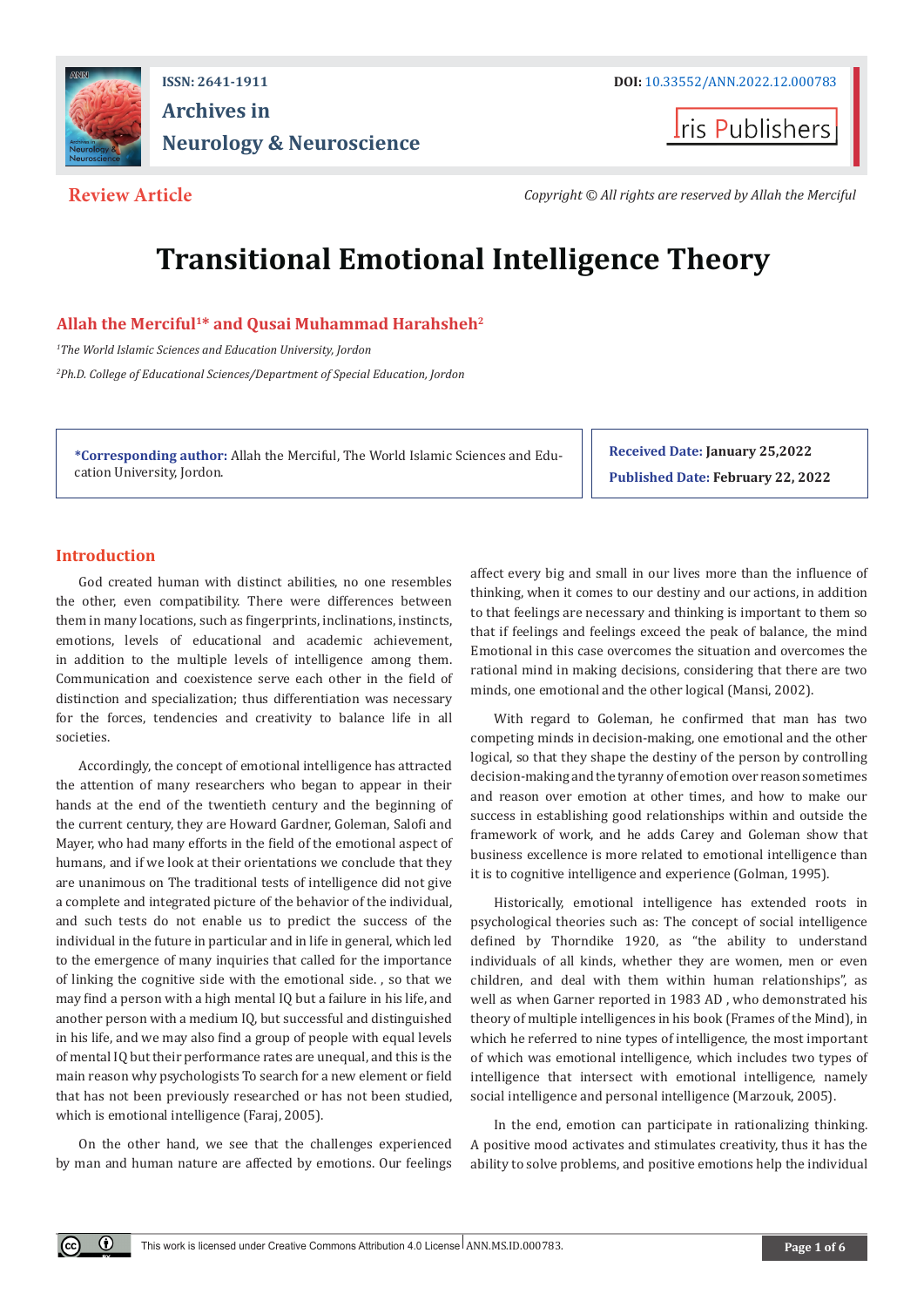ISSN: 2641-1911

DOI: 10.33552/ANN.2022.12.000783

**Archives in Neurology & Neuroscience**

Iris Publishers

**Review Article**

*Copyright © All rights are reserved by Allah the Merciful*

# Transitional Emotional Intelligence Theory

**Allah the Merciful[1]* and Qusai Muhammad Harahsheh[2]**

*[1]The World Islamic Sciences and Education University, Jordon*

*[2]Ph.D. College of Educational Sciences/Department of Special Education, Jordon*

**\*Corresponding author:** Allah the Merciful, The World Islamic Sciences and Education University, Jordon.

**Received Date:** January 25,2022

**Published Date:** February 22, 2022

## Introduction

God created human with distinct abilities, no one resembles the other, even compatibility. There were differences between them in many locations, such as fingerprints, inclinations, instincts, emotions, levels of educational and academic achievement, in addition to the multiple levels of intelligence among them. Communication and coexistence serve each other in the field of distinction and specialization; thus differentiation was necessary for the forces, tendencies and creativity to balance life in all societies.

Accordingly, the concept of emotional intelligence has attracted the attention of many researchers who began to appear in their hands at the end of the twentieth century and the beginning of the current century, they are Howard Gardner, Goleman, Salofi and Mayer, who had many efforts in the field of the emotional aspect of humans, and if we look at their orientations we conclude that they are unanimous on The traditional tests of intelligence did not give a complete and integrated picture of the behavior of the individual, and such tests do not enable us to predict the success of the individual in the future in particular and in life in general, which led to the emergence of many inquiries that called for the importance of linking the cognitive side with the emotional side. , so that we may find a person with a high mental IQ but a failure in his life, and another person with a medium IQ, but successful and distinguished in his life, and we may also find a group of people with equal levels of mental IQ but their performance rates are unequal, and this is the main reason why psychologists To search for a new element or field that has not been previously researched or has not been studied, which is emotional intelligence (Faraj, 2005).

On the other hand, we see that the challenges experienced by man and human nature are affected by emotions. Our feelings affect every big and small in our lives more than the influence of thinking, when it comes to our destiny and our actions, in addition to that feelings are necessary and thinking is important to them so that if feelings and feelings exceed the peak of balance, the mind Emotional in this case overcomes the situation and overcomes the rational mind in making decisions, considering that there are two minds, one emotional and the other logical (Mansi, 2002).

With regard to Goleman, he confirmed that man has two competing minds in decision-making, one emotional and the other logical, so that they shape the destiny of the person by controlling decision-making and the tyranny of emotion over reason sometimes and reason over emotion at other times, and how to make our success in establishing good relationships within and outside the framework of work, and he adds Carey and Goleman show that business excellence is more related to emotional intelligence than it is to cognitive intelligence and experience (Golman, 1995).

Historically, emotional intelligence has extended roots in psychological theories such as: The concept of social intelligence defined by Thorndike 1920, as "the ability to understand individuals of all kinds, whether they are women, men or even children, and deal with them within human relationships", as well as when Garner reported in 1983 AD , who demonstrated his theory of multiple intelligences in his book (Frames of the Mind), in which he referred to nine types of intelligence, the most important of which was emotional intelligence, which includes two types of intelligence that intersect with emotional intelligence, namely social intelligence and personal intelligence (Marzouk, 2005).

In the end, emotion can participate in rationalizing thinking. A positive mood activates and stimulates creativity, thus it has the ability to solve problems, and positive emotions help the individual

This work is licensed under Creative Commons Attribution 4.0 License ANN.MS.ID.000783.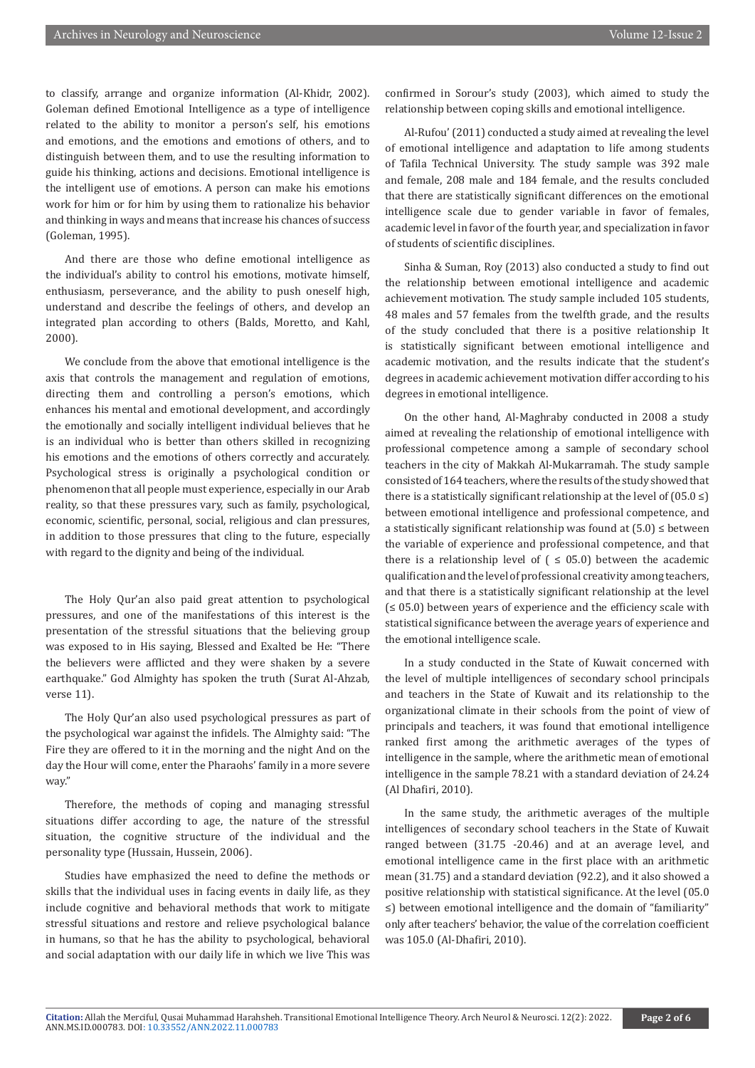to classify, arrange and organize information (Al-Khidr, 2002). Goleman defined Emotional Intelligence as a type of intelligence related to the ability to monitor a person's self, his emotions and emotions, and the emotions and emotions of others, and to distinguish between them, and to use the resulting information to guide his thinking, actions and decisions. Emotional intelligence is the intelligent use of emotions. A person can make his emotions work for him or for him by using them to rationalize his behavior and thinking in ways and means that increase his chances of success (Goleman, 1995).

And there are those who define emotional intelligence as the individual's ability to control his emotions, motivate himself, enthusiasm, perseverance, and the ability to push oneself high, understand and describe the feelings of others, and develop an integrated plan according to others (Balds, Moretto, and Kahl, 2000).

We conclude from the above that emotional intelligence is the axis that controls the management and regulation of emotions, directing them and controlling a person's emotions, which enhances his mental and emotional development, and accordingly the emotionally and socially intelligent individual believes that he is an individual who is better than others skilled in recognizing his emotions and the emotions of others correctly and accurately. Psychological stress is originally a psychological condition or phenomenon that all people must experience, especially in our Arab reality, so that these pressures vary, such as family, psychological, economic, scientific, personal, social, religious and clan pressures, in addition to those pressures that cling to the future, especially with regard to the dignity and being of the individual.

The Holy Qur'an also paid great attention to psychological pressures, and one of the manifestations of this interest is the presentation of the stressful situations that the believing group was exposed to in His saying, Blessed and Exalted be He: "There the believers were afflicted and they were shaken by a severe earthquake." God Almighty has spoken the truth (Surat Al-Ahzab, verse 11).

The Holy Qur'an also used psychological pressures as part of the psychological war against the infidels. The Almighty said: "The Fire they are offered to it in the morning and the night And on the day the Hour will come, enter the Pharaohs' family in a more severe way."

Therefore, the methods of coping and managing stressful situations differ according to age, the nature of the stressful situation, the cognitive structure of the individual and the personality type (Hussain, Hussein, 2006).

Studies have emphasized the need to define the methods or skills that the individual uses in facing events in daily life, as they include cognitive and behavioral methods that work to mitigate stressful situations and restore and relieve psychological balance in humans, so that he has the ability to psychological, behavioral and social adaptation with our daily life in which we live This was confirmed in Sorour's study (2003), which aimed to study the relationship between coping skills and emotional intelligence.

Al-Rufou' (2011) conducted a study aimed at revealing the level of emotional intelligence and adaptation to life among students of Tafila Technical University. The study sample was 392 male and female, 208 male and 184 female, and the results concluded that there are statistically significant differences on the emotional intelligence scale due to gender variable in favor of females, academic level in favor of the fourth year, and specialization in favor of students of scientific disciplines.

Sinha & Suman, Roy (2013) also conducted a study to find out the relationship between emotional intelligence and academic achievement motivation. The study sample included 105 students, 48 males and 57 females from the twelfth grade, and the results of the study concluded that there is a positive relationship It is statistically significant between emotional intelligence and academic motivation, and the results indicate that the student's degrees in academic achievement motivation differ according to his degrees in emotional intelligence.

On the other hand, Al-Maghraby conducted in 2008 a study aimed at revealing the relationship of emotional intelligence with professional competence among a sample of secondary school teachers in the city of Makkah Al-Mukarramah. The study sample consisted of 164 teachers, where the results of the study showed that there is a statistically significant relationship at the level of (05.0 ≤) between emotional intelligence and professional competence, and a statistically significant relationship was found at (5.0) ≤ between the variable of experience and professional competence, and that there is a relationship level of ( ≤ 05.0) between the academic qualification and the level of professional creativity among teachers, and that there is a statistically significant relationship at the level (≤ 05.0) between years of experience and the efficiency scale with statistical significance between the average years of experience and the emotional intelligence scale.

In a study conducted in the State of Kuwait concerned with the level of multiple intelligences of secondary school principals and teachers in the State of Kuwait and its relationship to the organizational climate in their schools from the point of view of principals and teachers, it was found that emotional intelligence ranked first among the arithmetic averages of the types of intelligence in the sample, where the arithmetic mean of emotional intelligence in the sample 78.21 with a standard deviation of 24.24 (Al Dhafiri, 2010).

In the same study, the arithmetic averages of the multiple intelligences of secondary school teachers in the State of Kuwait ranged between (31.75 -20.46) and at an average level, and emotional intelligence came in the first place with an arithmetic mean (31.75) and a standard deviation (92.2), and it also showed a positive relationship with statistical significance. At the level (05.0 ≤) between emotional intelligence and the domain of "familiarity" only after teachers' behavior, the value of the correlation coefficient was 105.0 (Al-Dhafiri, 2010).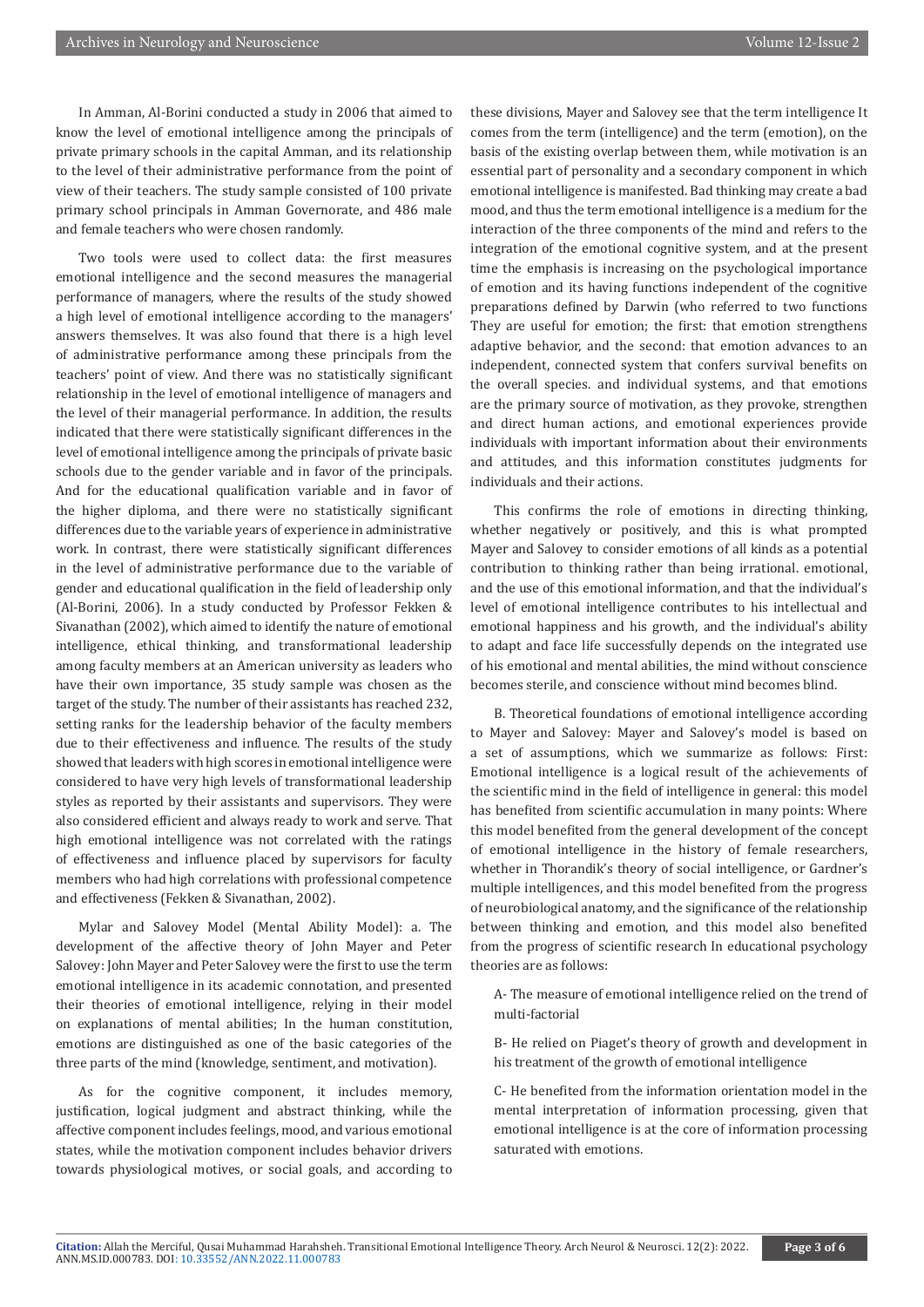In Amman, Al-Borini conducted a study in 2006 that aimed to know the level of emotional intelligence among the principals of private primary schools in the capital Amman, and its relationship to the level of their administrative performance from the point of view of their teachers. The study sample consisted of 100 private primary school principals in Amman Governorate, and 486 male and female teachers who were chosen randomly.

Two tools were used to collect data: the first measures emotional intelligence and the second measures the managerial performance of managers, where the results of the study showed a high level of emotional intelligence according to the managers' answers themselves. It was also found that there is a high level of administrative performance among these principals from the teachers' point of view. And there was no statistically significant relationship in the level of emotional intelligence of managers and the level of their managerial performance. In addition, the results indicated that there were statistically significant differences in the level of emotional intelligence among the principals of private basic schools due to the gender variable and in favor of the principals. And for the educational qualification variable and in favor of the higher diploma, and there were no statistically significant differences due to the variable years of experience in administrative work. In contrast, there were statistically significant differences in the level of administrative performance due to the variable of gender and educational qualification in the field of leadership only (Al-Borini, 2006). In a study conducted by Professor Fekken & Sivanathan (2002), which aimed to identify the nature of emotional intelligence, ethical thinking, and transformational leadership among faculty members at an American university as leaders who have their own importance, 35 study sample was chosen as the target of the study. The number of their assistants has reached 232, setting ranks for the leadership behavior of the faculty members due to their effectiveness and influence. The results of the study showed that leaders with high scores in emotional intelligence were considered to have very high levels of transformational leadership styles as reported by their assistants and supervisors. They were also considered efficient and always ready to work and serve. That high emotional intelligence was not correlated with the ratings of effectiveness and influence placed by supervisors for faculty members who had high correlations with professional competence and effectiveness (Fekken & Sivanathan, 2002).

Mylar and Salovey Model (Mental Ability Model): a. The development of the affective theory of John Mayer and Peter Salovey: John Mayer and Peter Salovey were the first to use the term emotional intelligence in its academic connotation, and presented their theories of emotional intelligence, relying in their model on explanations of mental abilities; In the human constitution, emotions are distinguished as one of the basic categories of the three parts of the mind (knowledge, sentiment, and motivation).

As for the cognitive component, it includes memory, justification, logical judgment and abstract thinking, while the affective component includes feelings, mood, and various emotional states, while the motivation component includes behavior drivers towards physiological motives, or social goals, and according to these divisions, Mayer and Salovey see that the term intelligence It comes from the term (intelligence) and the term (emotion), on the basis of the existing overlap between them, while motivation is an essential part of personality and a secondary component in which emotional intelligence is manifested. Bad thinking may create a bad mood, and thus the term emotional intelligence is a medium for the interaction of the three components of the mind and refers to the integration of the emotional cognitive system, and at the present time the emphasis is increasing on the psychological importance of emotion and its having functions independent of the cognitive preparations defined by Darwin (who referred to two functions They are useful for emotion; the first: that emotion strengthens adaptive behavior, and the second: that emotion advances to an independent, connected system that confers survival benefits on the overall species. and individual systems, and that emotions are the primary source of motivation, as they provoke, strengthen and direct human actions, and emotional experiences provide individuals with important information about their environments and attitudes, and this information constitutes judgments for individuals and their actions.

This confirms the role of emotions in directing thinking, whether negatively or positively, and this is what prompted Mayer and Salovey to consider emotions of all kinds as a potential contribution to thinking rather than being irrational. emotional, and the use of this emotional information, and that the individual's level of emotional intelligence contributes to his intellectual and emotional happiness and his growth, and the individual's ability to adapt and face life successfully depends on the integrated use of his emotional and mental abilities, the mind without conscience becomes sterile, and conscience without mind becomes blind.

B. Theoretical foundations of emotional intelligence according to Mayer and Salovey: Mayer and Salovey's model is based on a set of assumptions, which we summarize as follows: First: Emotional intelligence is a logical result of the achievements of the scientific mind in the field of intelligence in general: this model has benefited from scientific accumulation in many points: Where this model benefited from the general development of the concept of emotional intelligence in the history of female researchers, whether in Thorandik's theory of social intelligence, or Gardner's multiple intelligences, and this model benefited from the progress of neurobiological anatomy, and the significance of the relationship between thinking and emotion, and this model also benefited from the progress of scientific research In educational psychology theories are as follows:

A- The measure of emotional intelligence relied on the trend of multi-factorial

B- He relied on Piaget's theory of growth and development in his treatment of the growth of emotional intelligence

C- He benefited from the information orientation model in the mental interpretation of information processing, given that emotional intelligence is at the core of information processing saturated with emotions.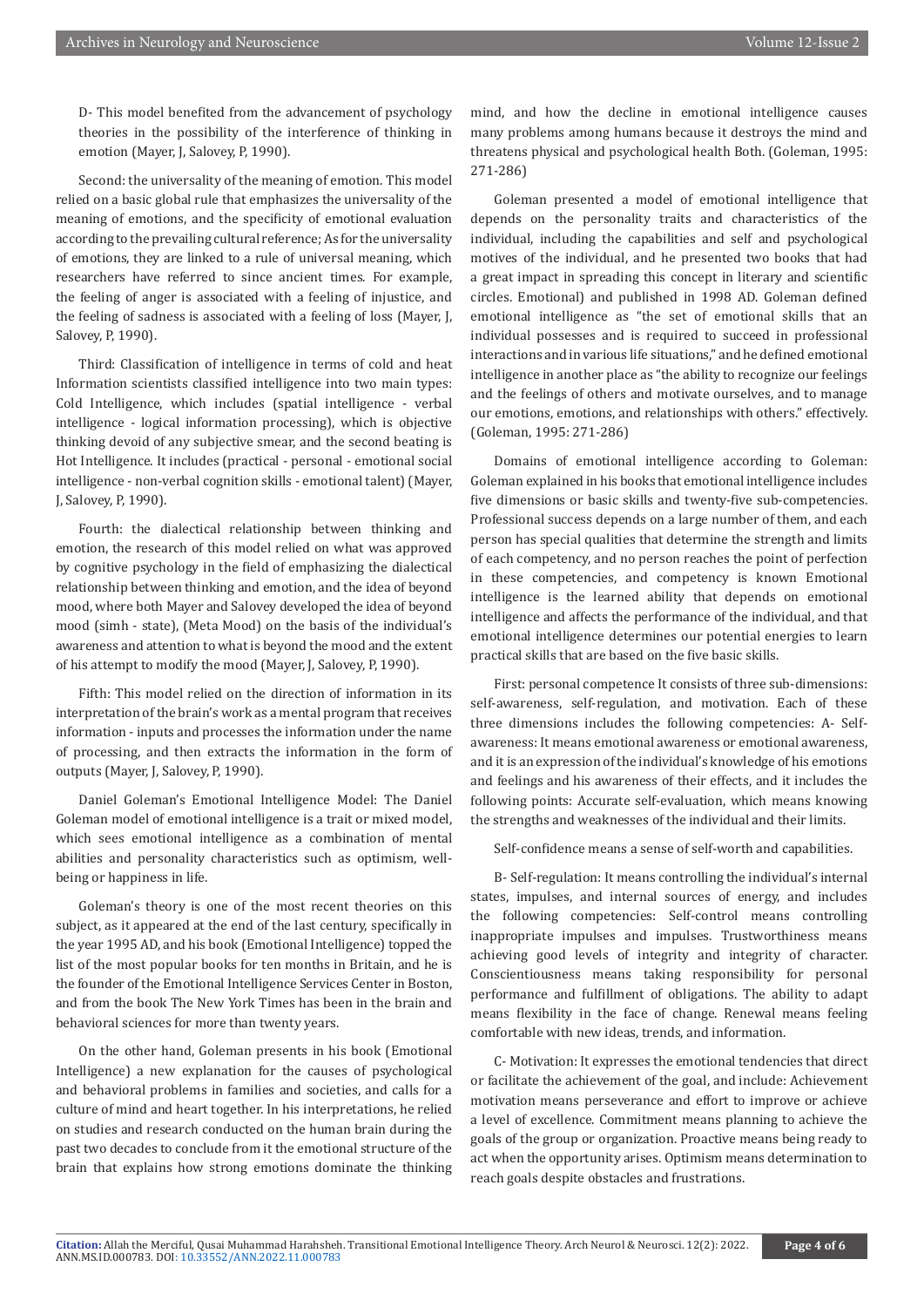D- This model benefited from the advancement of psychology theories in the possibility of the interference of thinking in emotion (Mayer, J, Salovey, P, 1990).

Second: the universality of the meaning of emotion. This model relied on a basic global rule that emphasizes the universality of the meaning of emotions, and the specificity of emotional evaluation according to the prevailing cultural reference; As for the universality of emotions, they are linked to a rule of universal meaning, which researchers have referred to since ancient times. For example, the feeling of anger is associated with a feeling of injustice, and the feeling of sadness is associated with a feeling of loss (Mayer, J, Salovey, P, 1990).

Third: Classification of intelligence in terms of cold and heat Information scientists classified intelligence into two main types: Cold Intelligence, which includes (spatial intelligence - verbal intelligence - logical information processing), which is objective thinking devoid of any subjective smear, and the second beating is Hot Intelligence. It includes (practical - personal - emotional social intelligence - non-verbal cognition skills - emotional talent) (Mayer, J, Salovey, P, 1990).

Fourth: the dialectical relationship between thinking and emotion, the research of this model relied on what was approved by cognitive psychology in the field of emphasizing the dialectical relationship between thinking and emotion, and the idea of beyond mood, where both Mayer and Salovey developed the idea of beyond mood (simh - state), (Meta Mood) on the basis of the individual's awareness and attention to what is beyond the mood and the extent of his attempt to modify the mood (Mayer, J, Salovey, P, 1990).

Fifth: This model relied on the direction of information in its interpretation of the brain's work as a mental program that receives information - inputs and processes the information under the name of processing, and then extracts the information in the form of outputs (Mayer, J, Salovey, P, 1990).

Daniel Goleman's Emotional Intelligence Model: The Daniel Goleman model of emotional intelligence is a trait or mixed model, which sees emotional intelligence as a combination of mental abilities and personality characteristics such as optimism, well-being or happiness in life.

Goleman's theory is one of the most recent theories on this subject, as it appeared at the end of the last century, specifically in the year 1995 AD, and his book (Emotional Intelligence) topped the list of the most popular books for ten months in Britain, and he is the founder of the Emotional Intelligence Services Center in Boston, and from the book The New York Times has been in the brain and behavioral sciences for more than twenty years.

On the other hand, Goleman presents in his book (Emotional Intelligence) a new explanation for the causes of psychological and behavioral problems in families and societies, and calls for a culture of mind and heart together. In his interpretations, he relied on studies and research conducted on the human brain during the past two decades to conclude from it the emotional structure of the brain that explains how strong emotions dominate the thinking mind, and how the decline in emotional intelligence causes many problems among humans because it destroys the mind and threatens physical and psychological health Both. (Goleman, 1995: 271-286)

Goleman presented a model of emotional intelligence that depends on the personality traits and characteristics of the individual, including the capabilities and self and psychological motives of the individual, and he presented two books that had a great impact in spreading this concept in literary and scientific circles. Emotional) and published in 1998 AD. Goleman defined emotional intelligence as "the set of emotional skills that an individual possesses and is required to succeed in professional interactions and in various life situations," and he defined emotional intelligence in another place as "the ability to recognize our feelings and the feelings of others and motivate ourselves, and to manage our emotions, emotions, and relationships with others." effectively. (Goleman, 1995: 271-286)

Domains of emotional intelligence according to Goleman: Goleman explained in his books that emotional intelligence includes five dimensions or basic skills and twenty-five sub-competencies. Professional success depends on a large number of them, and each person has special qualities that determine the strength and limits of each competency, and no person reaches the point of perfection in these competencies, and competency is known Emotional intelligence is the learned ability that depends on emotional intelligence and affects the performance of the individual, and that emotional intelligence determines our potential energies to learn practical skills that are based on the five basic skills.

First: personal competence It consists of three sub-dimensions: self-awareness, self-regulation, and motivation. Each of these three dimensions includes the following competencies: A- Self-awareness: It means emotional awareness or emotional awareness, and it is an expression of the individual's knowledge of his emotions and feelings and his awareness of their effects, and it includes the following points: Accurate self-evaluation, which means knowing the strengths and weaknesses of the individual and their limits.

Self-confidence means a sense of self-worth and capabilities.

B- Self-regulation: It means controlling the individual's internal states, impulses, and internal sources of energy, and includes the following competencies: Self-control means controlling inappropriate impulses and impulses. Trustworthiness means achieving good levels of integrity and integrity of character. Conscientiousness means taking responsibility for personal performance and fulfillment of obligations. The ability to adapt means flexibility in the face of change. Renewal means feeling comfortable with new ideas, trends, and information.

C- Motivation: It expresses the emotional tendencies that direct or facilitate the achievement of the goal, and include: Achievement motivation means perseverance and effort to improve or achieve a level of excellence. Commitment means planning to achieve the goals of the group or organization. Proactive means being ready to act when the opportunity arises. Optimism means determination to reach goals despite obstacles and frustrations.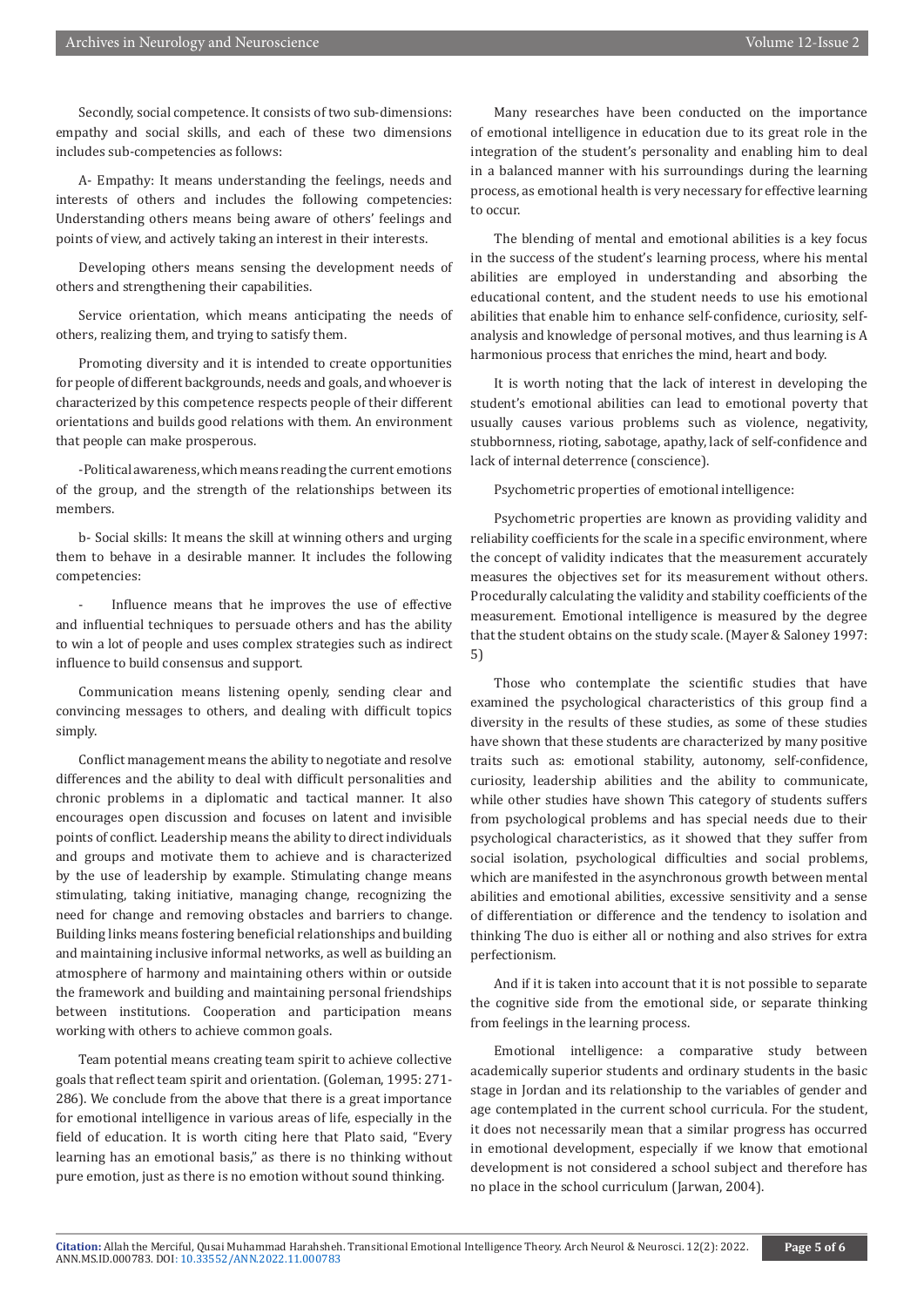Secondly, social competence. It consists of two sub-dimensions: empathy and social skills, and each of these two dimensions includes sub-competencies as follows:

A- Empathy: It means understanding the feelings, needs and interests of others and includes the following competencies: Understanding others means being aware of others' feelings and points of view, and actively taking an interest in their interests.

Developing others means sensing the development needs of others and strengthening their capabilities.

Service orientation, which means anticipating the needs of others, realizing them, and trying to satisfy them.

Promoting diversity and it is intended to create opportunities for people of different backgrounds, needs and goals, and whoever is characterized by this competence respects people of their different orientations and builds good relations with them. An environment that people can make prosperous.

-Political awareness, which means reading the current emotions of the group, and the strength of the relationships between its members.

b- Social skills: It means the skill at winning others and urging them to behave in a desirable manner. It includes the following competencies:

- Influence means that he improves the use of effective and influential techniques to persuade others and has the ability to win a lot of people and uses complex strategies such as indirect influence to build consensus and support.

Communication means listening openly, sending clear and convincing messages to others, and dealing with difficult topics simply.

Conflict management means the ability to negotiate and resolve differences and the ability to deal with difficult personalities and chronic problems in a diplomatic and tactical manner. It also encourages open discussion and focuses on latent and invisible points of conflict. Leadership means the ability to direct individuals and groups and motivate them to achieve and is characterized by the use of leadership by example. Stimulating change means stimulating, taking initiative, managing change, recognizing the need for change and removing obstacles and barriers to change. Building links means fostering beneficial relationships and building and maintaining inclusive informal networks, as well as building an atmosphere of harmony and maintaining others within or outside the framework and building and maintaining personal friendships between institutions. Cooperation and participation means working with others to achieve common goals.

Team potential means creating team spirit to achieve collective goals that reflect team spirit and orientation. (Goleman, 1995: 271-286). We conclude from the above that there is a great importance for emotional intelligence in various areas of life, especially in the field of education. It is worth citing here that Plato said, "Every learning has an emotional basis," as there is no thinking without pure emotion, just as there is no emotion without sound thinking.

Many researches have been conducted on the importance of emotional intelligence in education due to its great role in the integration of the student's personality and enabling him to deal in a balanced manner with his surroundings during the learning process, as emotional health is very necessary for effective learning to occur.

The blending of mental and emotional abilities is a key focus in the success of the student's learning process, where his mental abilities are employed in understanding and absorbing the educational content, and the student needs to use his emotional abilities that enable him to enhance self-confidence, curiosity, self-analysis and knowledge of personal motives, and thus learning is A harmonious process that enriches the mind, heart and body.

It is worth noting that the lack of interest in developing the student's emotional abilities can lead to emotional poverty that usually causes various problems such as violence, negativity, stubbornness, rioting, sabotage, apathy, lack of self-confidence and lack of internal deterrence (conscience).

Psychometric properties of emotional intelligence:

Psychometric properties are known as providing validity and reliability coefficients for the scale in a specific environment, where the concept of validity indicates that the measurement accurately measures the objectives set for its measurement without others. Procedurally calculating the validity and stability coefficients of the measurement. Emotional intelligence is measured by the degree that the student obtains on the study scale. (Mayer & Saloney 1997: 5)

Those who contemplate the scientific studies that have examined the psychological characteristics of this group find a diversity in the results of these studies, as some of these studies have shown that these students are characterized by many positive traits such as: emotional stability, autonomy, self-confidence, curiosity, leadership abilities and the ability to communicate, while other studies have shown This category of students suffers from psychological problems and has special needs due to their psychological characteristics, as it showed that they suffer from social isolation, psychological difficulties and social problems, which are manifested in the asynchronous growth between mental abilities and emotional abilities, excessive sensitivity and a sense of differentiation or difference and the tendency to isolation and thinking The duo is either all or nothing and also strives for extra perfectionism.

And if it is taken into account that it is not possible to separate the cognitive side from the emotional side, or separate thinking from feelings in the learning process.

Emotional intelligence: a comparative study between academically superior students and ordinary students in the basic stage in Jordan and its relationship to the variables of gender and age contemplated in the current school curricula. For the student, it does not necessarily mean that a similar progress has occurred in emotional development, especially if we know that emotional development is not considered a school subject and therefore has no place in the school curriculum (Jarwan, 2004).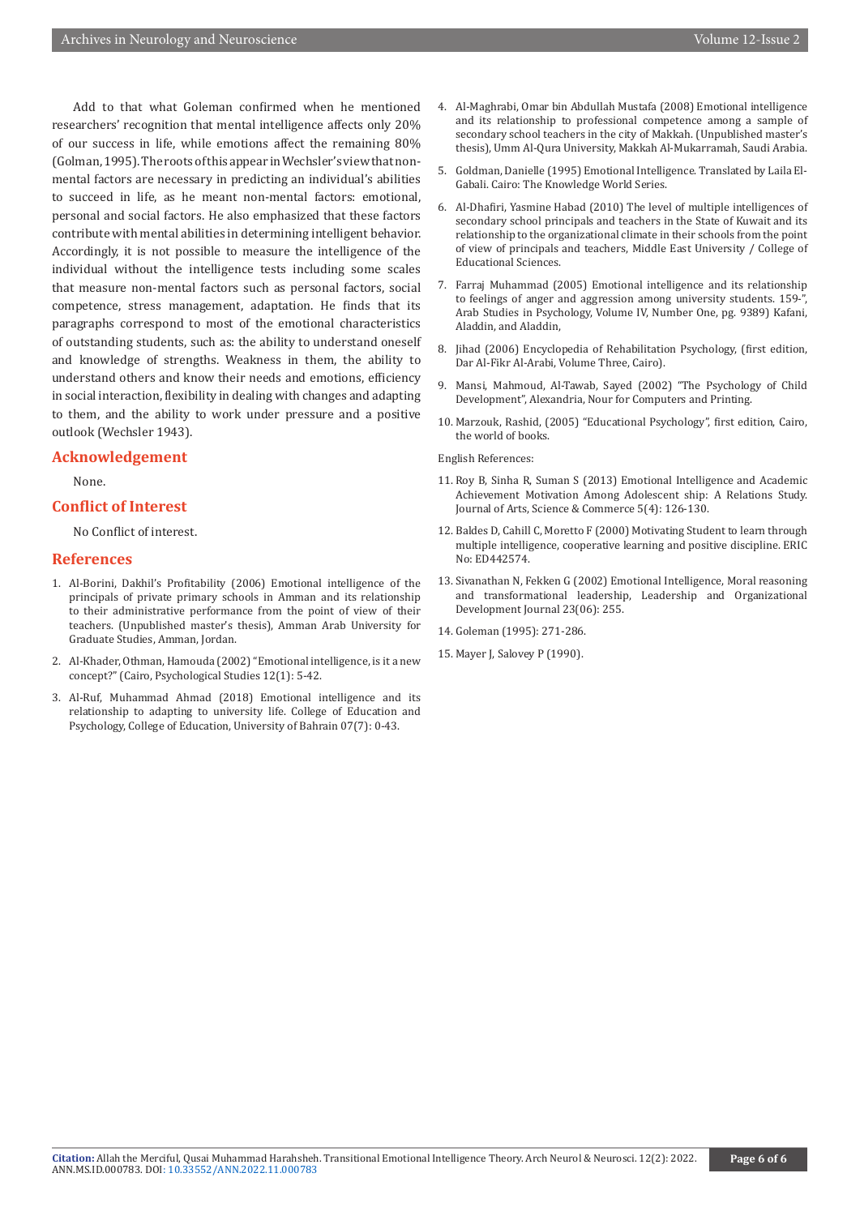Add to that what Goleman confirmed when he mentioned researchers' recognition that mental intelligence affects only 20% of our success in life, while emotions affect the remaining 80% (Golman, 1995). The roots of this appear in Wechsler's view that non-mental factors are necessary in predicting an individual's abilities to succeed in life, as he meant non-mental factors: emotional, personal and social factors. He also emphasized that these factors contribute with mental abilities in determining intelligent behavior. Accordingly, it is not possible to measure the intelligence of the individual without the intelligence tests including some scales that measure non-mental factors such as personal factors, social competence, stress management, adaptation. He finds that its paragraphs correspond to most of the emotional characteristics of outstanding students, such as: the ability to understand oneself and knowledge of strengths. Weakness in them, the ability to understand others and know their needs and emotions, efficiency in social interaction, flexibility in dealing with changes and adapting to them, and the ability to work under pressure and a positive outlook (Wechsler 1943).

## Acknowledgement

None.

## Conflict of Interest

No Conflict of interest.

## References

1. Al-Borini, Dakhil's Profitability (2006) Emotional intelligence of the principals of private primary schools in Amman and its relationship to their administrative performance from the point of view of their teachers. (Unpublished master's thesis), Amman Arab University for Graduate Studies, Amman, Jordan.
2. Al-Khader, Othman, Hamouda (2002) "Emotional intelligence, is it a new concept?" (Cairo, Psychological Studies 12(1): 5-42.
3. Al-Ruf, Muhammad Ahmad (2018) Emotional intelligence and its relationship to adapting to university life. College of Education and Psychology, College of Education, University of Bahrain 07(7): 0-43.
4. Al-Maghrabi, Omar bin Abdullah Mustafa (2008) Emotional intelligence and its relationship to professional competence among a sample of secondary school teachers in the city of Makkah. (Unpublished master's thesis), Umm Al-Qura University, Makkah Al-Mukarramah, Saudi Arabia.
5. Goldman, Danielle (1995) Emotional Intelligence. Translated by Laila El-Gabali. Cairo: The Knowledge World Series.
6. Al-Dhafiri, Yasmine Habad (2010) The level of multiple intelligences of secondary school principals and teachers in the State of Kuwait and its relationship to the organizational climate in their schools from the point of view of principals and teachers, Middle East University / College of Educational Sciences.
7. Farraj Muhammad (2005) Emotional intelligence and its relationship to feelings of anger and aggression among university students. 159-", Arab Studies in Psychology, Volume IV, Number One, pg. 9389) Kafani, Aladdin, and Aladdin,
8. Jihad (2006) Encyclopedia of Rehabilitation Psychology, (first edition, Dar Al-Fikr Al-Arabi, Volume Three, Cairo).
9. Mansi, Mahmoud, Al-Tawab, Sayed (2002) "The Psychology of Child Development", Alexandria, Nour for Computers and Printing.
10. Marzouk, Rashid, (2005) "Educational Psychology", first edition, Cairo, the world of books.

English References:

11. Roy B, Sinha R, Suman S (2013) Emotional Intelligence and Academic Achievement Motivation Among Adolescent ship: A Relations Study. Journal of Arts, Science & Commerce 5(4): 126-130.
12. Baldes D, Cahill C, Moretto F (2000) Motivating Student to learn through multiple intelligence, cooperative learning and positive discipline. ERIC No: ED442574.
13. Sivanathan N, Fekken G (2002) Emotional Intelligence, Moral reasoning and transformational leadership, Leadership and Organizational Development Journal 23(06): 255.
14. Goleman (1995): 271-286.
15. Mayer J, Salovey P (1990).